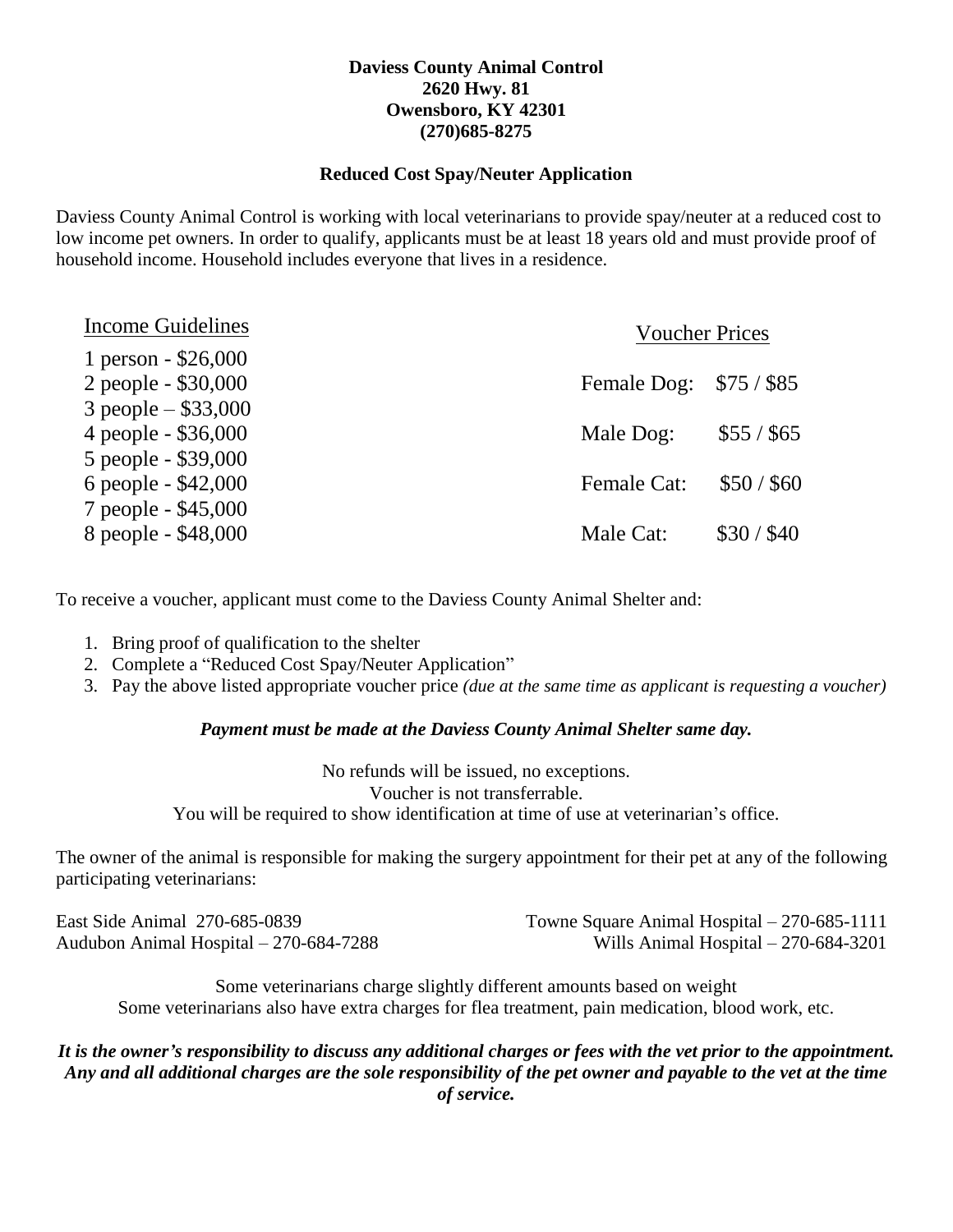**Daviess County Animal Control**
**2620 Hwy. 81**
**Owensboro, KY 42301**
**(270)685-8275**

**Reduced Cost Spay/Neuter Application**

Daviess County Animal Control is working with local veterinarians to provide spay/neuter at a reduced cost to low income pet owners. In order to qualify, applicants must be at least 18 years old and must provide proof of household income. Household includes everyone that lives in a residence.

Income Guidelines

1 person - $26,000
2 people - $30,000
3 people – $33,000
4 people - $36,000
5 people - $39,000
6 people - $42,000
7 people - $45,000
8 people - $48,000

Voucher Prices

| | |
|---|---|
| Female Dog: | $75 / $85 |
| Male Dog: | $55 / $65 |
| Female Cat: | $50 / $60 |
| Male Cat: | $30 / $40 |

To receive a voucher, applicant must come to the Daviess County Animal Shelter and:

1. Bring proof of qualification to the shelter
2. Complete a "Reduced Cost Spay/Neuter Application"
3. Pay the above listed appropriate voucher price *(due at the same time as applicant is requesting a voucher)*

***Payment must be made at the Daviess County Animal Shelter same day.***

No refunds will be issued, no exceptions.
Voucher is not transferrable.
You will be required to show identification at time of use at veterinarian's office.

The owner of the animal is responsible for making the surgery appointment for their pet at any of the following participating veterinarians:

East Side Animal 270-685-0839
Audubon Animal Hospital – 270-684-7288
Towne Square Animal Hospital – 270-685-1111
Wills Animal Hospital – 270-684-3201

Some veterinarians charge slightly different amounts based on weight
Some veterinarians also have extra charges for flea treatment, pain medication, blood work, etc.

***It is the owner's responsibility to discuss any additional charges or fees with the vet prior to the appointment. Any and all additional charges are the sole responsibility of the pet owner and payable to the vet at the time of service.***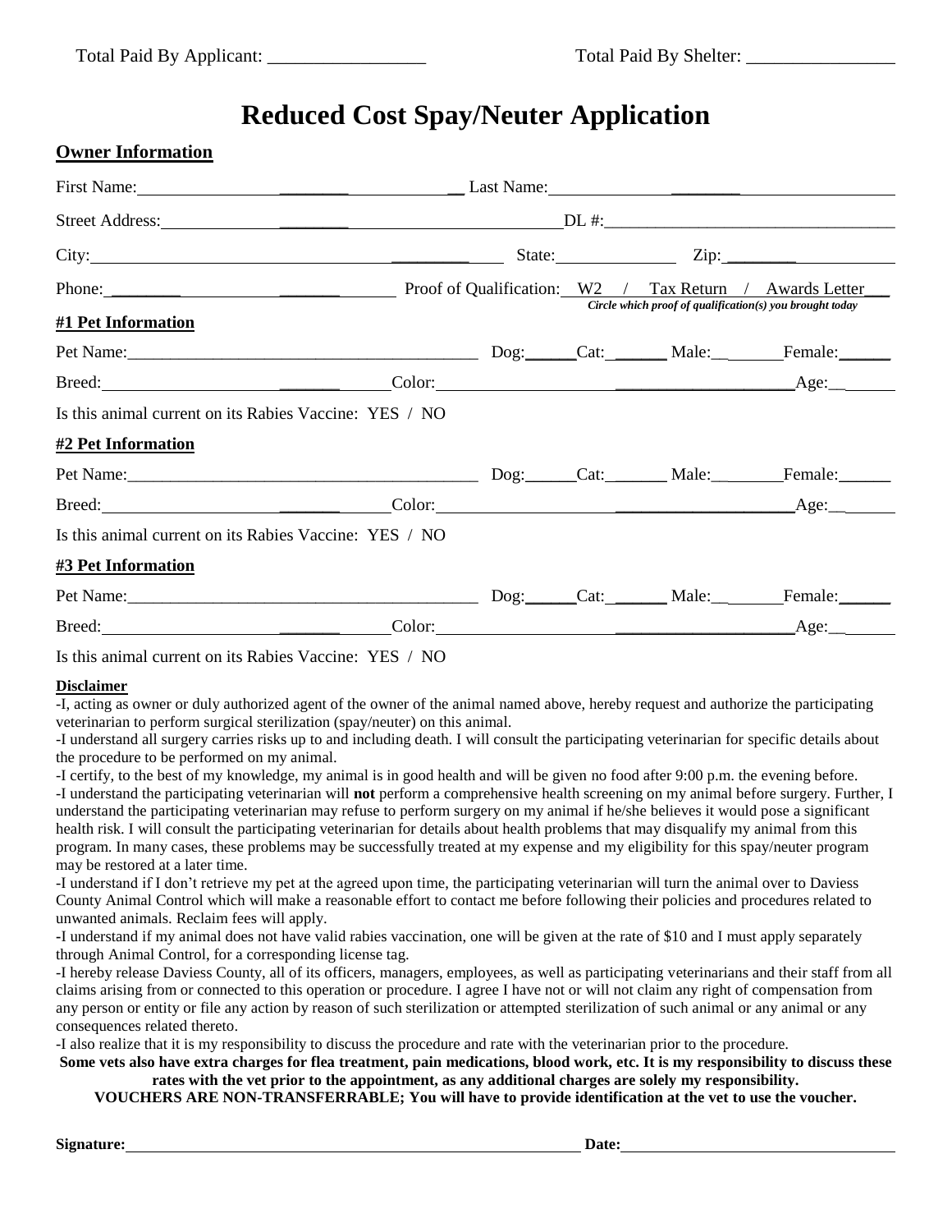Total Paid By Applicant: _________________ Total Paid By Shelter: ________________

# Reduced Cost Spay/Neuter Application

## Owner Information

First Name: ______________________________ Last Name: ______________________________

Street Address: ______________________________ DL #: ______________________________

City: ______________________________ State: ____________ Zip: ____________

Phone: ______________________________ Proof of Qualification: W2 / Tax Return / Awards Letter___
*Circle which proof of qualification(s) you brought today*

### #1 Pet Information

Pet Name: ______________________________ Dog:______Cat: ______ Male:________ Female:______

Breed: ______________________ Color: ______________________________ Age:________

Is this animal current on its Rabies Vaccine: YES / NO

### #2 Pet Information

Pet Name: ______________________________ Dog:______Cat: ______ Male:________ Female:______

Breed: ______________________ Color: ______________________________ Age:________

Is this animal current on its Rabies Vaccine: YES / NO

### #3 Pet Information

Pet Name: ______________________________ Dog:______Cat: ______ Male:________ Female:______

Breed: ______________________ Color: ______________________________ Age:________

Is this animal current on its Rabies Vaccine: YES / NO

**Disclaimer**

-I, acting as owner or duly authorized agent of the owner of the animal named above, hereby request and authorize the participating veterinarian to perform surgical sterilization (spay/neuter) on this animal.

-I understand all surgery carries risks up to and including death. I will consult the participating veterinarian for specific details about the procedure to be performed on my animal.

-I certify, to the best of my knowledge, my animal is in good health and will be given no food after 9:00 p.m. the evening before.

-I understand the participating veterinarian will **not** perform a comprehensive health screening on my animal before surgery. Further, I understand the participating veterinarian may refuse to perform surgery on my animal if he/she believes it would pose a significant health risk. I will consult the participating veterinarian for details about health problems that may disqualify my animal from this program. In many cases, these problems may be successfully treated at my expense and my eligibility for this spay/neuter program may be restored at a later time.

-I understand if I don't retrieve my pet at the agreed upon time, the participating veterinarian will turn the animal over to Daviess County Animal Control which will make a reasonable effort to contact me before following their policies and procedures related to unwanted animals. Reclaim fees will apply.

-I understand if my animal does not have valid rabies vaccination, one will be given at the rate of $10 and I must apply separately through Animal Control, for a corresponding license tag.

-I hereby release Daviess County, all of its officers, managers, employees, as well as participating veterinarians and their staff from all claims arising from or connected to this operation or procedure. I agree I have not or will not claim any right of compensation from any person or entity or file any action by reason of such sterilization or attempted sterilization of such animal or any animal or any consequences related thereto.

-I also realize that it is my responsibility to discuss the procedure and rate with the veterinarian prior to the procedure.

**Some vets also have extra charges for flea treatment, pain medications, blood work, etc. It is my responsibility to discuss these rates with the vet prior to the appointment, as any additional charges are solely my responsibility.**

**VOUCHERS ARE NON-TRANSFERRABLE; You will have to provide identification at the vet to use the voucher.**

**Signature:** ______________________________ **Date:** ______________________________